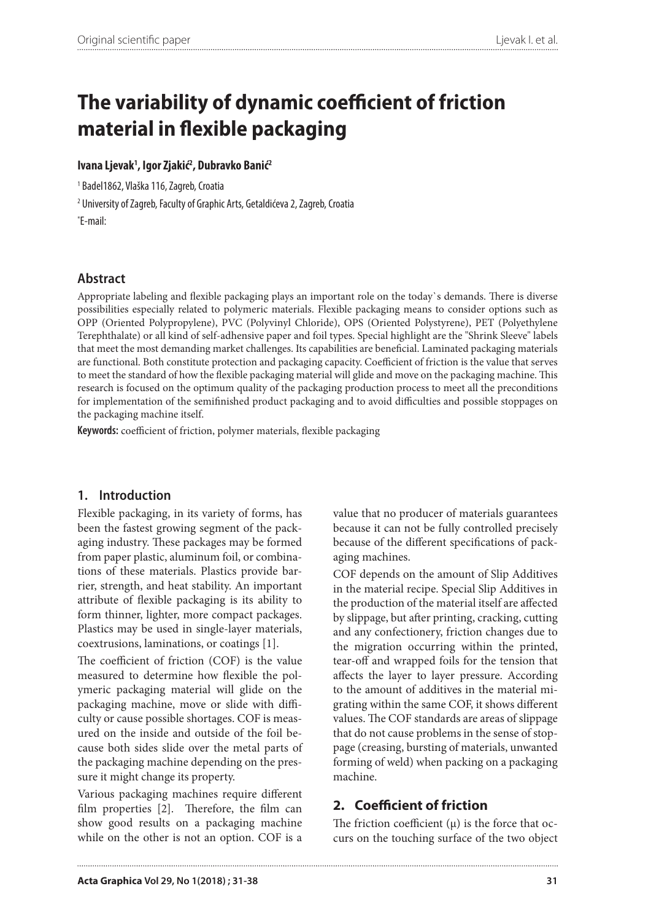# The variability of dynamic coefficient of friction material in flexible packaging

**Ivana Ljevak[1], Igor Zjakić[2], Dubravko Banić[2]**

[1] Badel1862, Vlaška 116, Zagreb, Croatia

[2] University of Zagreb, Faculty of Graphic Arts, Getaldićeva 2, Zagreb, Croatia

*E-mail:

## Abstract

Appropriate labeling and flexible packaging plays an important role on the today`s demands. There is diverse possibilities especially related to polymeric materials. Flexible packaging means to consider options such as OPP (Oriented Polypropylene), PVC (Polyvinyl Chloride), OPS (Oriented Polystyrene), PET (Polyethylene Terephthalate) or all kind of self-adhensive paper and foil types. Special highlight are the "Shrink Sleeve" labels that meet the most demanding market challenges. Its capabilities are beneficial. Laminated packaging materials are functional. Both constitute protection and packaging capacity. Coefficient of friction is the value that serves to meet the standard of how the flexible packaging material will glide and move on the packaging machine. This research is focused on the optimum quality of the packaging production process to meet all the preconditions for implementation of the semifinished product packaging and to avoid difficulties and possible stoppages on the packaging machine itself.

**Keywords:** coefficient of friction, polymer materials, flexible packaging

## 1. Introduction

Flexible packaging, in its variety of forms, has been the fastest growing segment of the packaging industry. These packages may be formed from paper plastic, aluminum foil, or combinations of these materials. Plastics provide barrier, strength, and heat stability. An important attribute of flexible packaging is its ability to form thinner, lighter, more compact packages. Plastics may be used in single-layer materials, coextrusions, laminations, or coatings [1].

The coefficient of friction (COF) is the value measured to determine how flexible the polymeric packaging material will glide on the packaging machine, move or slide with difficulty or cause possible shortages. COF is measured on the inside and outside of the foil because both sides slide over the metal parts of the packaging machine depending on the pressure it might change its property.

Various packaging machines require different film properties [2]. Therefore, the film can show good results on a packaging machine while on the other is not an option. COF is a value that no producer of materials guarantees because it can not be fully controlled precisely because of the different specifications of packaging machines.

COF depends on the amount of Slip Additives in the material recipe. Special Slip Additives in the production of the material itself are affected by slippage, but after printing, cracking, cutting and any confectionery, friction changes due to the migration occurring within the printed, tear-off and wrapped foils for the tension that affects the layer to layer pressure. According to the amount of additives in the material migrating within the same COF, it shows different values. The COF standards are areas of slippage that do not cause problems in the sense of stoppage (creasing, bursting of materials, unwanted forming of weld) when packing on a packaging machine.

## 2. Coefficient of friction

The friction coefficient ($\mu$) is the force that occurs on the touching surface of the two object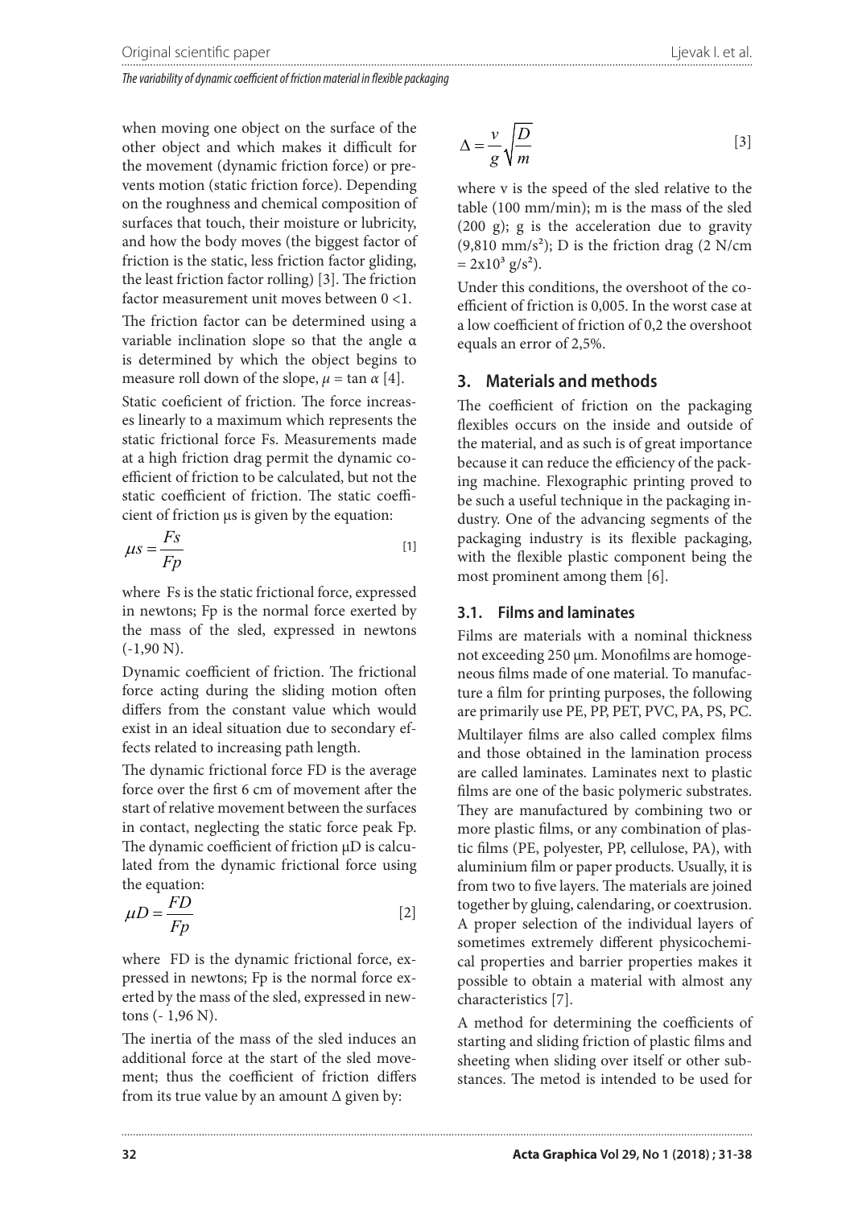when moving one object on the surface of the other object and which makes it difficult for the movement (dynamic friction force) or prevents motion (static friction force). Depending on the roughness and chemical composition of surfaces that touch, their moisture or lubricity, and how the body moves (the biggest factor of friction is the static, less friction factor gliding, the least friction factor rolling) [3]. The friction factor measurement unit moves between 0 <1.

The friction factor can be determined using a variable inclination slope so that the angle $\alpha$ is determined by which the object begins to measure roll down of the slope, $\mu = \tan \alpha$ [4].

Static coeficient of friction. The force increases linearly to a maximum which represents the static frictional force Fs. Measurements made at a high friction drag permit the dynamic coefficient of friction to be calculated, but not the static coefficient of friction. The static coefficient of friction μs is given by the equation:

$$\mu s = \frac{Fs}{Fp} \quad [1]$$

where Fs is the static frictional force, expressed in newtons; Fp is the normal force exerted by the mass of the sled, expressed in newtons (-1,90 N).

Dynamic coefficient of friction. The frictional force acting during the sliding motion often differs from the constant value which would exist in an ideal situation due to secondary effects related to increasing path length.

The dynamic frictional force FD is the average force over the first 6 cm of movement after the start of relative movement between the surfaces in contact, neglecting the static force peak Fp. The dynamic coefficient of friction μD is calculated from the dynamic frictional force using the equation:

$$\mu D = \frac{FD}{Fp} \quad [2]$$

where FD is the dynamic frictional force, expressed in newtons; Fp is the normal force exerted by the mass of the sled, expressed in newtons (- 1,96 N).

The inertia of the mass of the sled induces an additional force at the start of the sled movement; thus the coefficient of friction differs from its true value by an amount $\Delta$ given by:

$$\Delta = \frac{v}{g}\sqrt{\frac{D}{m}} \quad [3]$$

where v is the speed of the sled relative to the table (100 mm/min); m is the mass of the sled (200 g); g is the acceleration due to gravity (9,810 mm/s²); D is the friction drag (2 N/cm = $2x10^3$ g/s²).

Under this conditions, the overshoot of the coefficient of friction is 0,005. In the worst case at a low coefficient of friction of 0,2 the overshoot equals an error of 2,5%.

## 3. Materials and methods

The coefficient of friction on the packaging flexibles occurs on the inside and outside of the material, and as such is of great importance because it can reduce the efficiency of the packing machine. Flexographic printing proved to be such a useful technique in the packaging industry. One of the advancing segments of the packaging industry is its flexible packaging, with the flexible plastic component being the most prominent among them [6].

### 3.1. Films and laminates

Films are materials with a nominal thickness not exceeding 250 µm. Monofilms are homogeneous films made of one material. To manufacture a film for printing purposes, the following are primarily use PE, PP, PET, PVC, PA, PS, PC.

Multilayer films are also called complex films and those obtained in the lamination process are called laminates. Laminates next to plastic films are one of the basic polymeric substrates. They are manufactured by combining two or more plastic films, or any combination of plastic films (PE, polyester, PP, cellulose, PA), with aluminium film or paper products. Usually, it is from two to five layers. The materials are joined together by gluing, calendaring, or coextrusion. A proper selection of the individual layers of sometimes extremely different physicochemical properties and barrier properties makes it possible to obtain a material with almost any characteristics [7].

A method for determining the coefficients of starting and sliding friction of plastic films and sheeting when sliding over itself or other substances. The metod is intended to be used for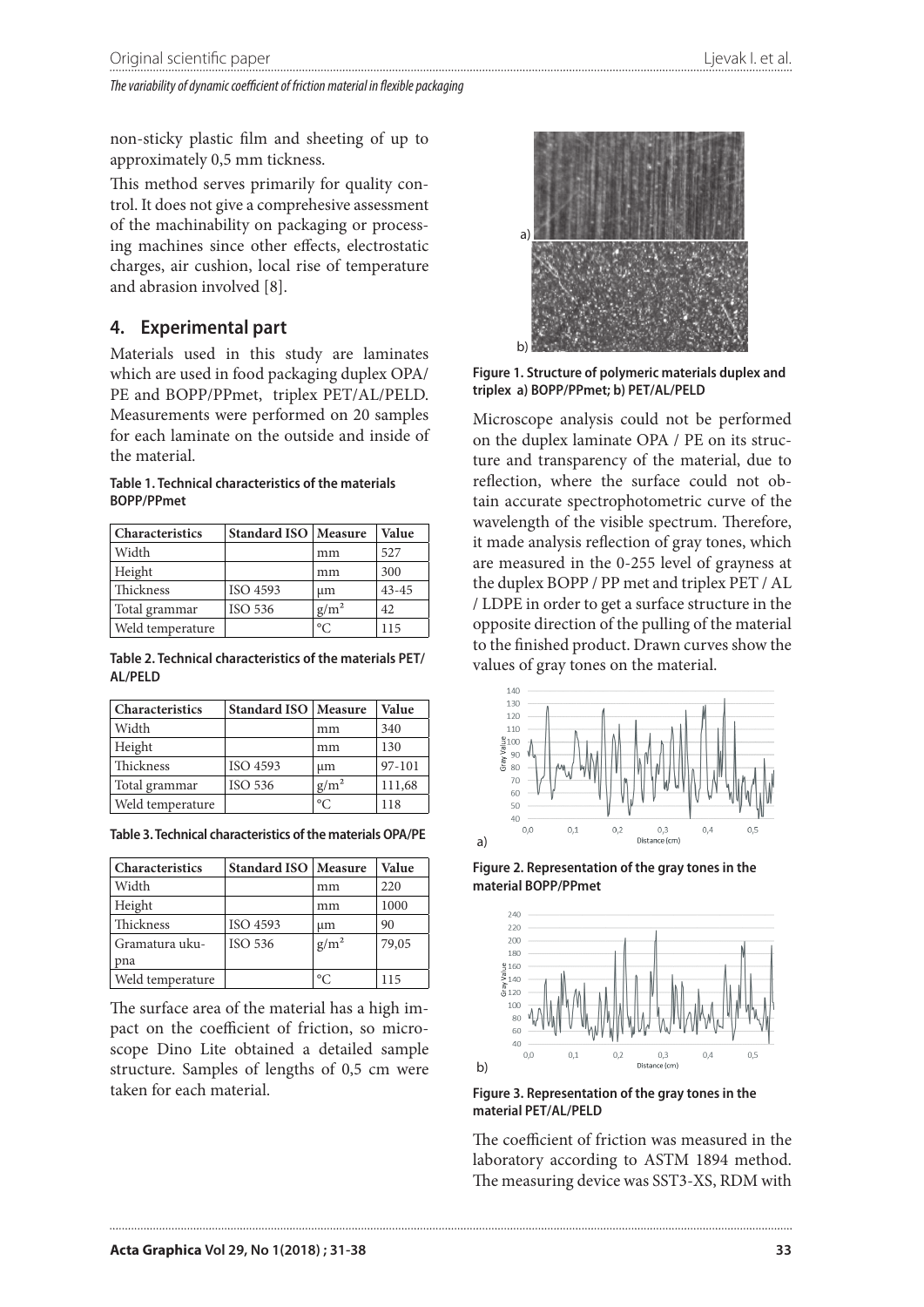non-sticky plastic film and sheeting of up to approximately 0,5 mm tickness.

This method serves primarily for quality control. It does not give a comprehesive assessment of the machinability on packaging or processing machines since other effects, electrostatic charges, air cushion, local rise of temperature and abrasion involved [8].

## 4. Experimental part

Materials used in this study are laminates which are used in food packaging duplex OPA/PE and BOPP/PPmet, triplex PET/AL/PELD. Measurements were performed on 20 samples for each laminate on the outside and inside of the material.

**Table 1. Technical characteristics of the materials BOPP/PPmet**

| Characteristics | Standard ISO | Measure | Value |
|---|---|---|---|
| Width | | mm | 527 |
| Height | | mm | 300 |
| Thickness | ISO 4593 | μm | 43-45 |
| Total grammar | ISO 536 | g/m² | 42 |
| Weld temperature | | °C | 115 |

**Table 2. Technical characteristics of the materials PET/AL/PELD**

| Characteristics | Standard ISO | Measure | Value |
|---|---|---|---|
| Width | | mm | 340 |
| Height | | mm | 130 |
| Thickness | ISO 4593 | μm | 97-101 |
| Total grammar | ISO 536 | g/m² | 111,68 |
| Weld temperature | | °C | 118 |

**Table 3. Technical characteristics of the materials OPA/PE**

| Characteristics | Standard ISO | Measure | Value |
|---|---|---|---|
| Width | | mm | 220 |
| Height | | mm | 1000 |
| Thickness | ISO 4593 | μm | 90 |
| Gramatura ukupna | ISO 536 | g/m² | 79,05 |
| Weld temperature | | °C | 115 |

The surface area of the material has a high impact on the coefficient of friction, so microscope Dino Lite obtained a detailed sample structure. Samples of lengths of 0,5 cm were taken for each material.

**Figure 1. Structure of polymeric materials duplex and triplex a) BOPP/PPmet; b) PET/AL/PELD**

Microscope analysis could not be performed on the duplex laminate OPA / PE on its structure and transparency of the material, due to reflection, where the surface could not obtain accurate spectrophotometric curve of the wavelength of the visible spectrum. Therefore, it made analysis reflection of gray tones, which are measured in the 0-255 level of grayness at the duplex BOPP / PP met and triplex PET / AL / LDPE in order to get a surface structure in the opposite direction of the pulling of the material to the finished product. Drawn curves show the values of gray tones on the material.

**Figure 2. Representation of the gray tones in the material BOPP/PPmet**

**Figure 3. Representation of the gray tones in the material PET/AL/PELD**

The coefficient of friction was measured in the laboratory according to ASTM 1894 method. The measuring device was SST3-XS, RDM with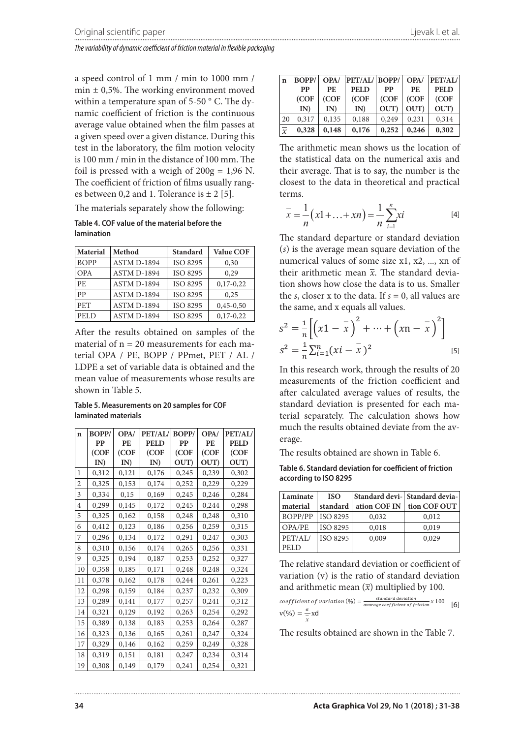a speed control of 1 mm / min to 1000 mm / min ± 0,5%. The working environment moved within a temperature span of 5-50 ° C. The dynamic coefficient of friction is the continuous average value obtained when the film passes at a given speed over a given distance. During this test in the laboratory, the film motion velocity is 100 mm / min in the distance of 100 mm. The foil is pressed with a weigh of 200g = 1,96 N. The coefficient of friction of films usually ranges between 0,2 and 1. Tolerance is ± 2 [5].

The materials separately show the following:

**Table 4. COF value of the material before the lamination**

| Material | Method | Standard | Value COF |
|---|---|---|---|
| BOPP | ASTM D-1894 | ISO 8295 | 0,30 |
| OPA | ASTM D-1894 | ISO 8295 | 0,29 |
| PE | ASTM D-1894 | ISO 8295 | 0,17-0,22 |
| PP | ASTM D-1894 | ISO 8295 | 0,25 |
| PET | ASTM D-1894 | ISO 8295 | 0,45-0,50 |
| PELD | ASTM D-1894 | ISO 8295 | 0,17-0,22 |

After the results obtained on samples of the material of n = 20 measurements for each material OPA / PE, BOPP / PPmet, PET / AL / LDPE a set of variable data is obtained and the mean value of measurements whose results are shown in Table 5.

**Table 5. Measurements on 20 samples for COF laminated materials**

| n | BOPP/ PP (COF IN) | OPA/ PE (COF IN) | PET/AL/ PELD (COF IN) | BOPP/ PP (COF OUT) | OPA/ PE (COF OUT) | PET/AL/ PELD (COF OUT) |
|---|---|---|---|---|---|---|
| 1 | 0,312 | 0,121 | 0,176 | 0,245 | 0,239 | 0,302 |
| 2 | 0,325 | 0,153 | 0,174 | 0,252 | 0,229 | 0,229 |
| 3 | 0,334 | 0,15 | 0,169 | 0,245 | 0,246 | 0,284 |
| 4 | 0,299 | 0,145 | 0,172 | 0,245 | 0,244 | 0,298 |
| 5 | 0,325 | 0,162 | 0,158 | 0,248 | 0,248 | 0,310 |
| 6 | 0,412 | 0,123 | 0,186 | 0,256 | 0,259 | 0,315 |
| 7 | 0,296 | 0,134 | 0,172 | 0,291 | 0,247 | 0,303 |
| 8 | 0,310 | 0,156 | 0,174 | 0,265 | 0,256 | 0,331 |
| 9 | 0,325 | 0,194 | 0,187 | 0,253 | 0,252 | 0,327 |
| 10 | 0,358 | 0,185 | 0,171 | 0,248 | 0,248 | 0,324 |
| 11 | 0,378 | 0,162 | 0,178 | 0,244 | 0,261 | 0,223 |
| 12 | 0,298 | 0,159 | 0,184 | 0,237 | 0,232 | 0,309 |
| 13 | 0,289 | 0,141 | 0,177 | 0,257 | 0,241 | 0,312 |
| 14 | 0,321 | 0,129 | 0,192 | 0,263 | 0,254 | 0,292 |
| 15 | 0,389 | 0,138 | 0,183 | 0,253 | 0,264 | 0,287 |
| 16 | 0,323 | 0,136 | 0,165 | 0,261 | 0,247 | 0,324 |
| 17 | 0,329 | 0,146 | 0,162 | 0,259 | 0,249 | 0,328 |
| 18 | 0,319 | 0,151 | 0,181 | 0,247 | 0,234 | 0,314 |
| 19 | 0,308 | 0,149 | 0,179 | 0,241 | 0,254 | 0,321 |
| 20 | 0,317 | 0,135 | 0,188 | 0,249 | 0,231 | 0,314 |
| $\bar{x}$ | **0,328** | **0,148** | **0,176** | **0,252** | **0,246** | **0,302** |

The arithmetic mean shows us the location of the statistical data on the numerical axis and their average. That is to say, the number is the closest to the data in theoretical and practical terms.

$$\bar{x} = \frac{1}{n}(x1 + \ldots + xn) = \frac{1}{n}\sum_{i=1}^{n} xi \quad [4]$$

The standard departure or standard deviation ($s$) is the average mean square deviation of the numerical values of some size x1, x2, ..., xn of their arithmetic mean $\bar{x}$. The standard deviation shows how close the data is to us. Smaller the $s$, closer x to the data. If $s = 0$, all values are the same, and x equals all values.

$$s^2 = \frac{1}{n}\left[\left(x1 - \bar{x}\right)^2 + \cdots + \left(xn - \bar{x}\right)^2\right]$$

$$s^2 = \frac{1}{n}\sum_{i=1}^{n}(xi - \bar{x})^2 \quad [5]$$

In this research work, through the results of 20 measurements of the friction coefficient and after calculated average values of results, the standard deviation is presented for each material separately. The calculation shows how much the results obtained deviate from the average.

The results obtained are shown in Table 6.

**Table 6. Standard deviation for coefficient of friction according to ISO 8295**

| Laminate material | ISO standard | Standard deviation COF IN | Standard deviation COF OUT |
|---|---|---|---|
| BOPP/PP | ISO 8295 | 0,032 | 0,012 |
| OPA/PE | ISO 8295 | 0,018 | 0,019 |
| PET/AL/ PELD | ISO 8295 | 0,009 | 0,029 |

The relative standard deviation or coefficient of variation (v) is the ratio of standard deviation and arithmetic mean ($\bar{x}$) multiplied by 100.

$$coefficient\ of\ variation\ (\%) = \frac{standard\ deviation}{avarage\ coefficient\ of\ friction} x\ 100 \quad [6]$$

$$v(\%) = \frac{\sigma}{\bar{x}} \text{x} d$$

The results obtained are shown in the Table 7.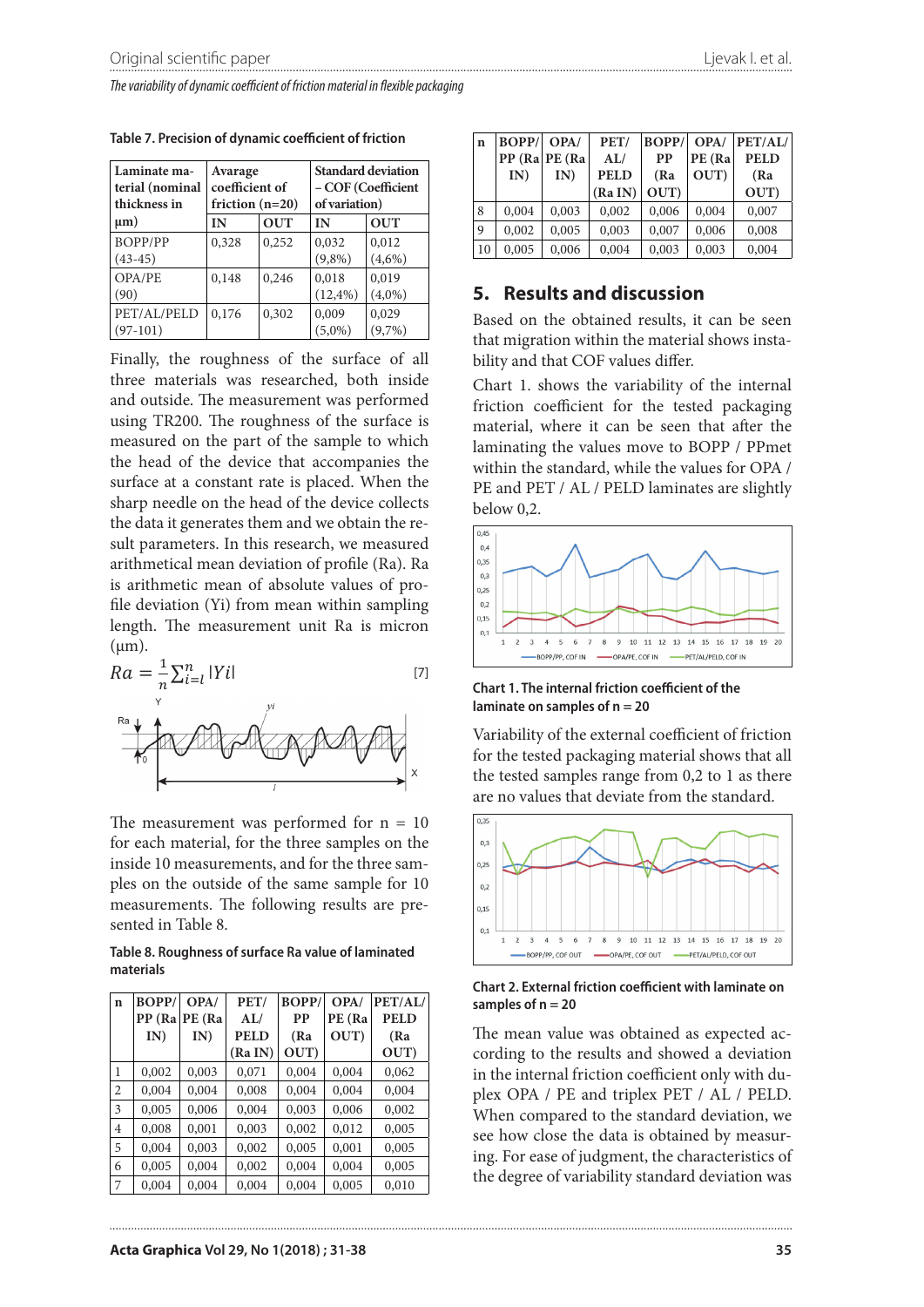**Table 7. Precision of dynamic coefficient of friction**

| Laminate material (nominal thickness in μm) | Avarage coefficient of friction (n=20) | | Standard deviation – COF (Coefficient of variation) | |
|---|---|---|---|---|
| | IN | OUT | IN | OUT |
| BOPP/PP (43-45) | 0,328 | 0,252 | 0,032 (9,8%) | 0,012 (4,6%) |
| OPA/PE (90) | 0,148 | 0,246 | 0,018 (12,4%) | 0,019 (4,0%) |
| PET/AL/PELD (97-101) | 0,176 | 0,302 | 0,009 (5,0%) | 0,029 (9,7%) |

Finally, the roughness of the surface of all three materials was researched, both inside and outside. The measurement was performed using TR200. The roughness of the surface is measured on the part of the sample to which the head of the device that accompanies the surface at a constant rate is placed. When the sharp needle on the head of the device collects the data it generates them and we obtain the result parameters. In this research, we measured arithmetical mean deviation of profile (Ra). Ra is arithmetic mean of absolute values of profile deviation (Yi) from mean within sampling length. The measurement unit Ra is micron (μm).

$$Ra = \frac{1}{n}\sum_{i=l}^{n} |Yi| \qquad [7]$$

The measurement was performed for n = 10 for each material, for the three samples on the inside 10 measurements, and for the three samples on the outside of the same sample for 10 measurements. The following results are presented in Table 8.

**Table 8. Roughness of surface Ra value of laminated materials**

| n | BOPP/PP (Ra IN) | OPA/PE (Ra IN) | PET/AL/PELD (Ra IN) | BOPP/PP (Ra OUT) | OPA/PE (Ra OUT) | PET/AL/PELD (Ra OUT) |
|---|---|---|---|---|---|---|
| 1 | 0,002 | 0,003 | 0,071 | 0,004 | 0,004 | 0,062 |
| 2 | 0,004 | 0,004 | 0,008 | 0,004 | 0,004 | 0,004 |
| 3 | 0,005 | 0,006 | 0,004 | 0,003 | 0,006 | 0,002 |
| 4 | 0,008 | 0,001 | 0,003 | 0,002 | 0,012 | 0,005 |
| 5 | 0,004 | 0,003 | 0,002 | 0,005 | 0,001 | 0,005 |
| 6 | 0,005 | 0,004 | 0,002 | 0,004 | 0,004 | 0,005 |
| 7 | 0,004 | 0,004 | 0,004 | 0,004 | 0,005 | 0,010 |
| 8 | 0,004 | 0,003 | 0,002 | 0,006 | 0,004 | 0,007 |
| 9 | 0,002 | 0,005 | 0,003 | 0,007 | 0,006 | 0,008 |
| 10 | 0,005 | 0,006 | 0,004 | 0,003 | 0,003 | 0,004 |

## 5. Results and discussion

Based on the obtained results, it can be seen that migration within the material shows instability and that COF values differ.

Chart 1. shows the variability of the internal friction coefficient for the tested packaging material, where it can be seen that after the laminating the values move to BOPP / PPmet within the standard, while the values for OPA / PE and PET / AL / PELD laminates are slightly below 0,2.

**Chart 1. The internal friction coefficient of the laminate on samples of n = 20**

Variability of the external coefficient of friction for the tested packaging material shows that all the tested samples range from 0,2 to 1 as there are no values that deviate from the standard.

**Chart 2. External friction coefficient with laminate on samples of n = 20**

The mean value was obtained as expected according to the results and showed a deviation in the internal friction coefficient only with duplex OPA / PE and triplex PET / AL / PELD. When compared to the standard deviation, we see how close the data is obtained by measuring. For ease of judgment, the characteristics of the degree of variability standard deviation was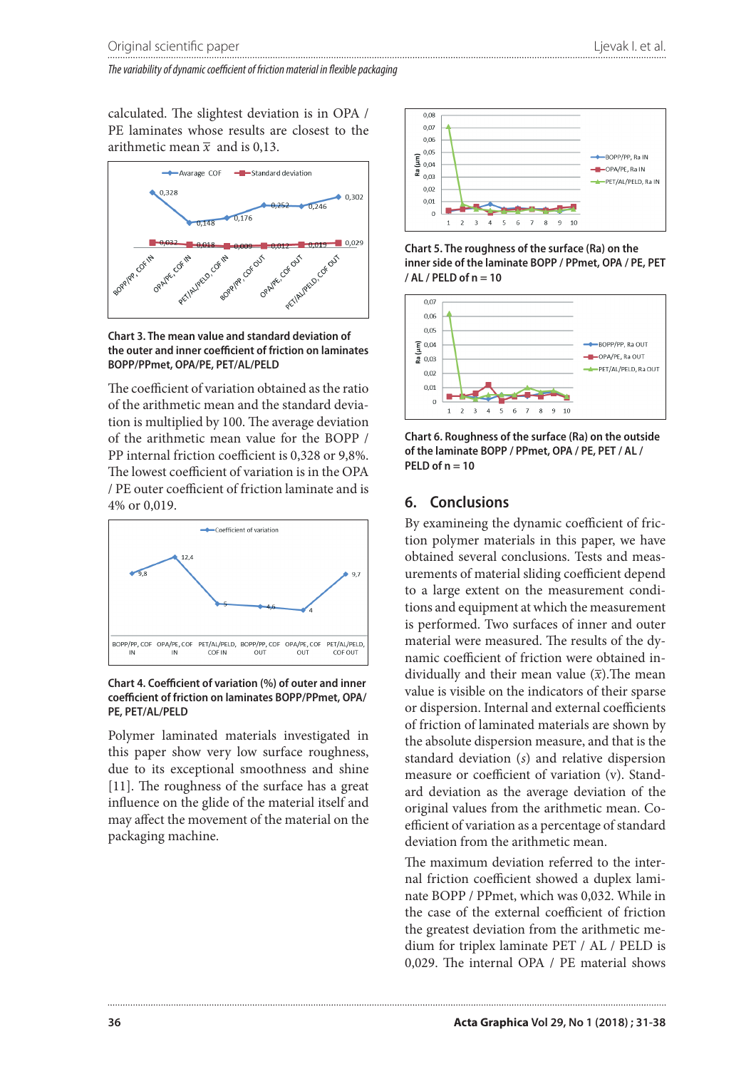calculated. The slightest deviation is in OPA / PE laminates whose results are closest to the arithmetic mean $\bar{x}$ and is 0,13.

**Chart 3. The mean value and standard deviation of the outer and inner coefficient of friction on laminates BOPP/PPmet, OPA/PE, PET/AL/PELD**

The coefficient of variation obtained as the ratio of the arithmetic mean and the standard deviation is multiplied by 100. The average deviation of the arithmetic mean value for the BOPP / PP internal friction coefficient is 0,328 or 9,8%. The lowest coefficient of variation is in the OPA / PE outer coefficient of friction laminate and is 4% or 0,019.

**Chart 4. Coefficient of variation (%) of outer and inner coefficient of friction on laminates BOPP/PPmet, OPA/PE, PET/AL/PELD**

Polymer laminated materials investigated in this paper show very low surface roughness, due to its exceptional smoothness and shine [11]. The roughness of the surface has a great influence on the glide of the material itself and may affect the movement of the material on the packaging machine.

**Chart 5. The roughness of the surface (Ra) on the inner side of the laminate BOPP / PPmet, OPA / PE, PET / AL / PELD of n = 10**

**Chart 6. Roughness of the surface (Ra) on the outside of the laminate BOPP / PPmet, OPA / PE, PET / AL / PELD of n = 10**

## 6. Conclusions

By examineing the dynamic coefficient of friction polymer materials in this paper, we have obtained several conclusions. Tests and measurements of material sliding coefficient depend to a large extent on the measurement conditions and equipment at which the measurement is performed. Two surfaces of inner and outer material were measured. The results of the dynamic coefficient of friction were obtained individually and their mean value ($\bar{x}$).The mean value is visible on the indicators of their sparse or dispersion. Internal and external coefficients of friction of laminated materials are shown by the absolute dispersion measure, and that is the standard deviation ($s$) and relative dispersion measure or coefficient of variation (v). Standard deviation as the average deviation of the original values from the arithmetic mean. Coefficient of variation as a percentage of standard deviation from the arithmetic mean.

The maximum deviation referred to the internal friction coefficient showed a duplex laminate BOPP / PPmet, which was 0,032. While in the case of the external coefficient of friction the greatest deviation from the arithmetic medium for triplex laminate PET / AL / PELD is 0,029. The internal OPA / PE material shows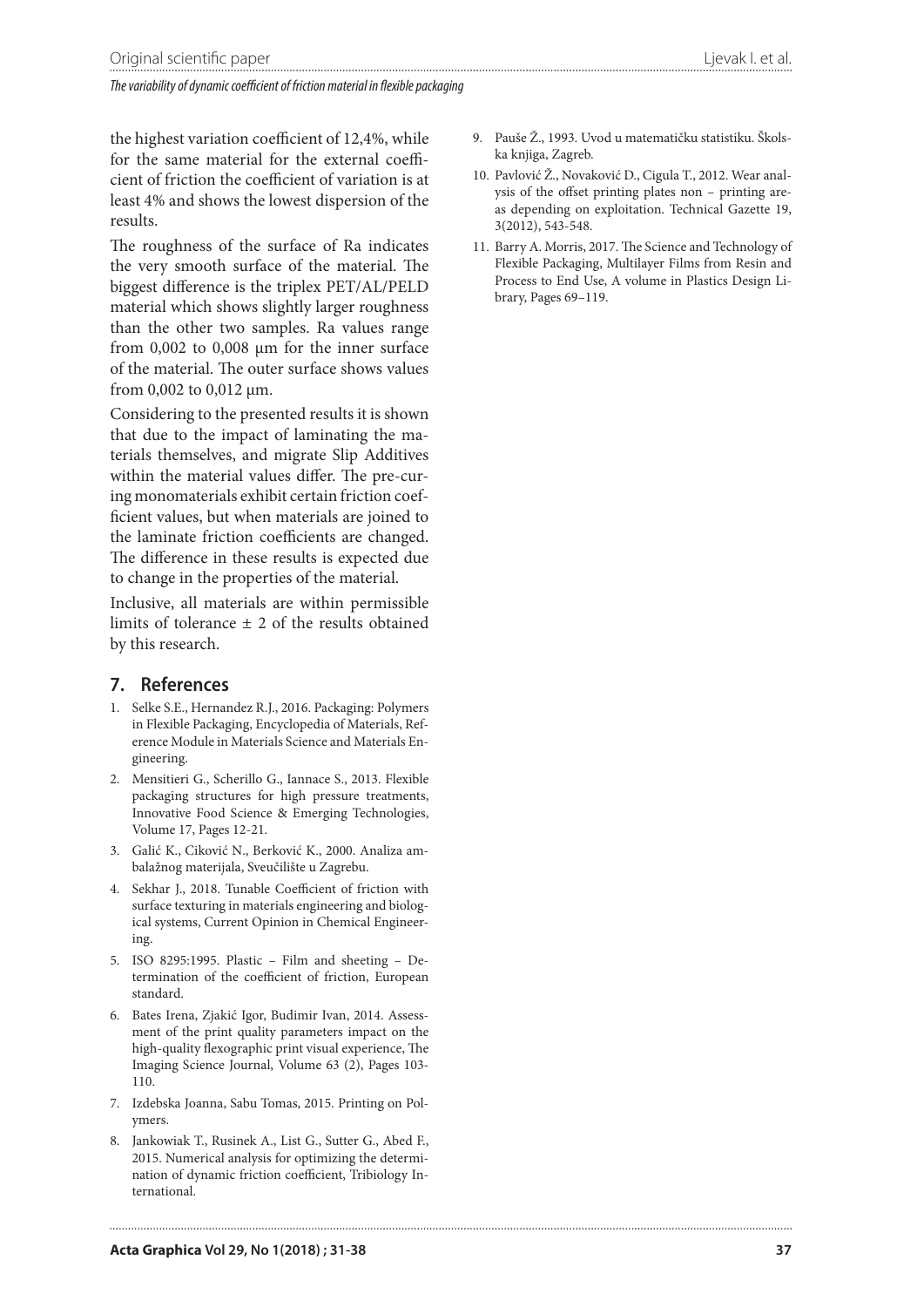the highest variation coefficient of 12,4%, while for the same material for the external coefficient of friction the coefficient of variation is at least 4% and shows the lowest dispersion of the results.

The roughness of the surface of Ra indicates the very smooth surface of the material. The biggest difference is the triplex PET/AL/PELD material which shows slightly larger roughness than the other two samples. Ra values range from 0,002 to 0,008 µm for the inner surface of the material. The outer surface shows values from 0,002 to 0,012 µm.

Considering to the presented results it is shown that due to the impact of laminating the materials themselves, and migrate Slip Additives within the material values differ. The pre-curing monomaterials exhibit certain friction coefficient values, but when materials are joined to the laminate friction coefficients are changed. The difference in these results is expected due to change in the properties of the material.

Inclusive, all materials are within permissible limits of tolerance ± 2 of the results obtained by this research.

## 7. References

1. Selke S.E., Hernandez R.J., 2016. Packaging: Polymers in Flexible Packaging, Encyclopedia of Materials, Reference Module in Materials Science and Materials Engineering.
2. Mensitieri G., Scherillo G., Iannace S., 2013. Flexible packaging structures for high pressure treatments, Innovative Food Science & Emerging Technologies, Volume 17, Pages 12-21.
3. Galić K., Ciković N., Berković K., 2000. Analiza ambalažnog materijala, Sveučilište u Zagrebu.
4. Sekhar J., 2018. Tunable Coefficient of friction with surface texturing in materials engineering and biological systems, Current Opinion in Chemical Engineering.
5. ISO 8295:1995. Plastic – Film and sheeting – Determination of the coefficient of friction, European standard.
6. Bates Irena, Zjakić Igor, Budimir Ivan, 2014. Assessment of the print quality parameters impact on the high-quality flexographic print visual experience, The Imaging Science Journal, Volume 63 (2), Pages 103-110.
7. Izdebska Joanna, Sabu Tomas, 2015. Printing on Polymers.
8. Jankowiak T., Rusinek A., List G., Sutter G., Abed F., 2015. Numerical analysis for optimizing the determination of dynamic friction coefficient, Tribiology International.
9. Pauše Ž., 1993. Uvod u matematičku statistiku. Školska knjiga, Zagreb.
10. Pavlović Ž., Novaković D., Cigula T., 2012. Wear analysis of the offset printing plates non – printing areas depending on exploitation. Technical Gazette 19, 3(2012), 543-548.
11. Barry A. Morris, 2017. The Science and Technology of Flexible Packaging, Multilayer Films from Resin and Process to End Use, A volume in Plastics Design Library, Pages 69–119.